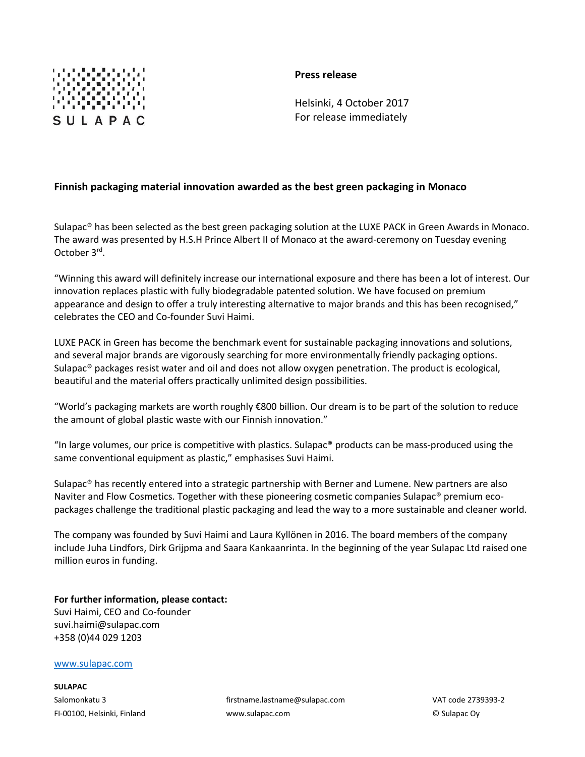SULAPAC

**Press release**

Helsinki, 4 October 2017
For release immediately

**Finnish packaging material innovation awarded as the best green packaging in Monaco**

Sulapac® has been selected as the best green packaging solution at the LUXE PACK in Green Awards in Monaco. The award was presented by H.S.H Prince Albert II of Monaco at the award-ceremony on Tuesday evening October 3rd.

"Winning this award will definitely increase our international exposure and there has been a lot of interest. Our innovation replaces plastic with fully biodegradable patented solution. We have focused on premium appearance and design to offer a truly interesting alternative to major brands and this has been recognised," celebrates the CEO and Co-founder Suvi Haimi.

LUXE PACK in Green has become the benchmark event for sustainable packaging innovations and solutions, and several major brands are vigorously searching for more environmentally friendly packaging options. Sulapac® packages resist water and oil and does not allow oxygen penetration. The product is ecological, beautiful and the material offers practically unlimited design possibilities.

"World's packaging markets are worth roughly €800 billion. Our dream is to be part of the solution to reduce the amount of global plastic waste with our Finnish innovation."

"In large volumes, our price is competitive with plastics. Sulapac® products can be mass-produced using the same conventional equipment as plastic," emphasises Suvi Haimi.

Sulapac® has recently entered into a strategic partnership with Berner and Lumene. New partners are also Naviter and Flow Cosmetics. Together with these pioneering cosmetic companies Sulapac® premium eco-packages challenge the traditional plastic packaging and lead the way to a more sustainable and cleaner world.

The company was founded by Suvi Haimi and Laura Kyllönen in 2016. The board members of the company include Juha Lindfors, Dirk Grijpma and Saara Kankaanrinta. In the beginning of the year Sulapac Ltd raised one million euros in funding.

**For further information, please contact:**
Suvi Haimi, CEO and Co-founder
suvi.haimi@sulapac.com
+358 (0)44 029 1203

www.sulapac.com

**SULAPAC**
Salomonkatu 3
FI-00100, Helsinki, Finland

firstname.lastname@sulapac.com
www.sulapac.com

VAT code 2739393-2
© Sulapac Oy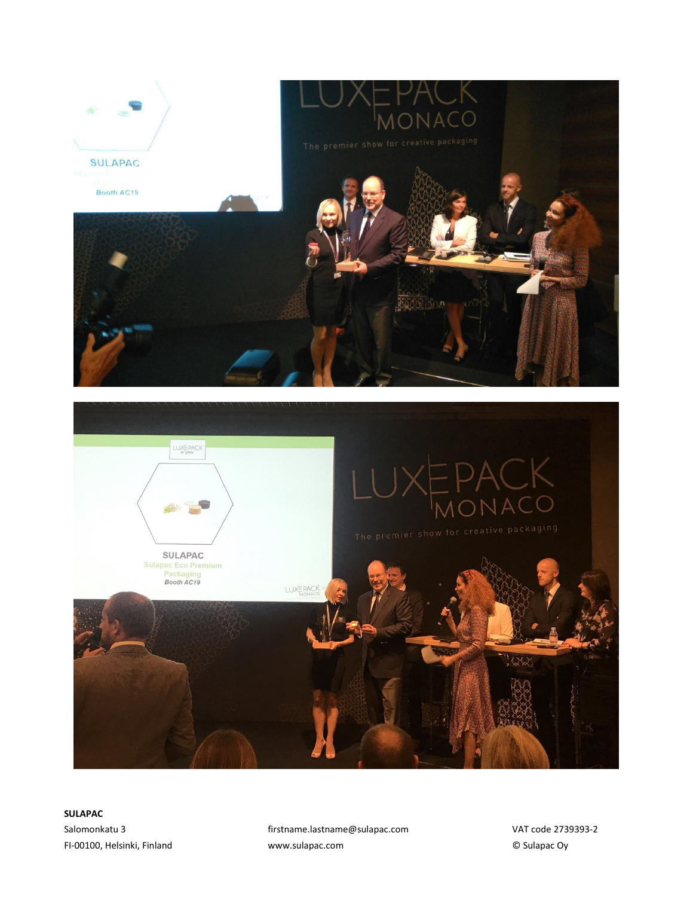**SULAPAC**

Salomonkatu 3
FI-00100, Helsinki, Finland

firstname.lastname@sulapac.com
www.sulapac.com

VAT code 2739393-2
© Sulapac Oy